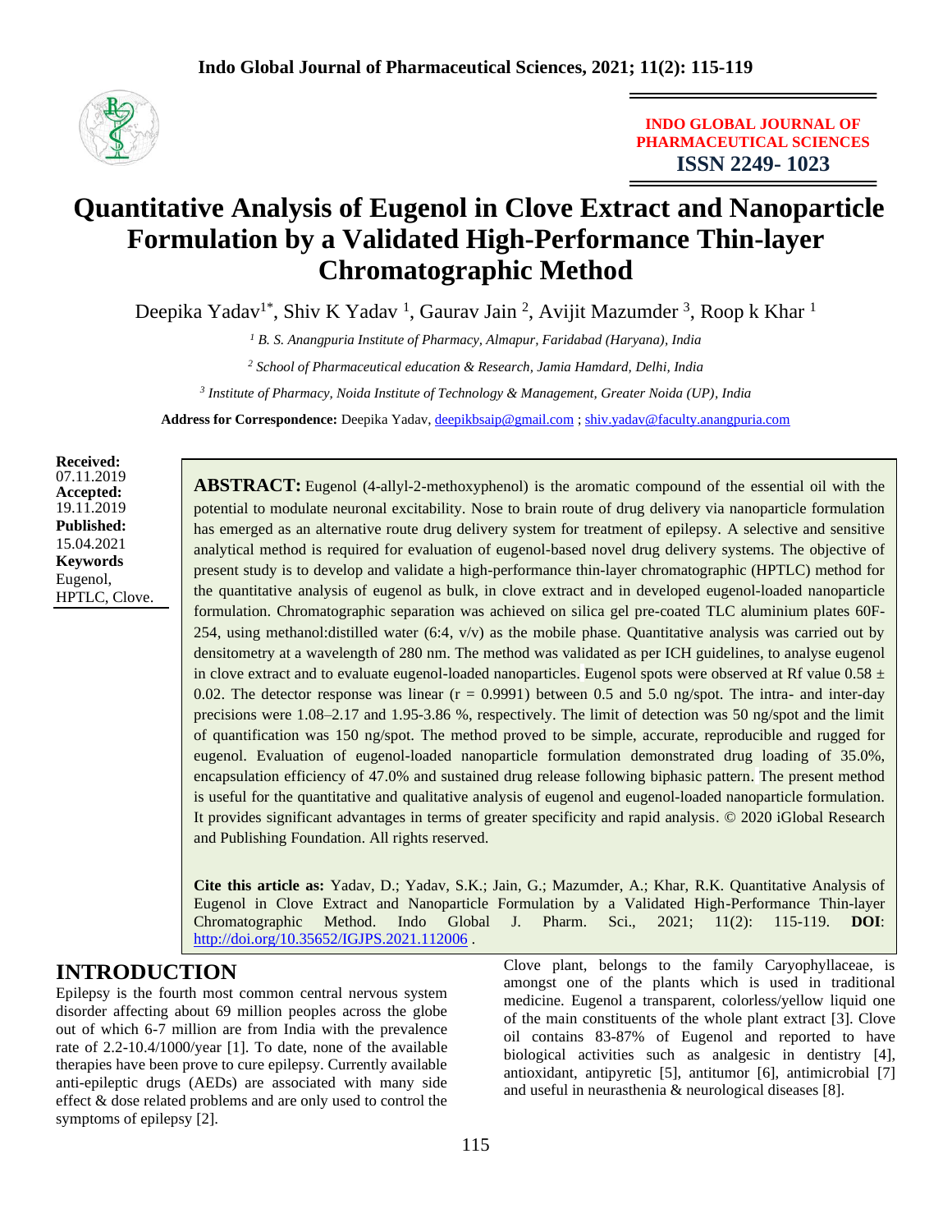**INDO GLOBAL JOURNAL OF PHARMACEUTICAL SCIENCES**
**ISSN 2249- 1023**

# Quantitative Analysis of Eugenol in Clove Extract and Nanoparticle Formulation by a Validated High-Performance Thin-layer Chromatographic Method

Deepika Yadav[1*], Shiv K Yadav [1], Gaurav Jain [2], Avijit Mazumder [3], Roop k Khar [1]

[1] *B. S. Anangpuria Institute of Pharmacy, Almapur, Faridabad (Haryana), India*

[2] *School of Pharmaceutical education & Research, Jamia Hamdard, Delhi, India*

[3] *Institute of Pharmacy, Noida Institute of Technology & Management, Greater Noida (UP), India*

**Address for Correspondence:** Deepika Yadav, deepikbsaip@gmail.com ; shiv.yadav@faculty.anangpuria.com

**Received:** 07.11.2019
**Accepted:** 19.11.2019
**Published:** 15.04.2021
**Keywords**
Eugenol, HPTLC, Clove.

**ABSTRACT:** Eugenol (4-allyl-2-methoxyphenol) is the aromatic compound of the essential oil with the potential to modulate neuronal excitability. Nose to brain route of drug delivery via nanoparticle formulation has emerged as an alternative route drug delivery system for treatment of epilepsy. A selective and sensitive analytical method is required for evaluation of eugenol-based novel drug delivery systems. The objective of present study is to develop and validate a high-performance thin-layer chromatographic (HPTLC) method for the quantitative analysis of eugenol as bulk, in clove extract and in developed eugenol-loaded nanoparticle formulation. Chromatographic separation was achieved on silica gel pre-coated TLC aluminium plates 60F-254, using methanol:distilled water (6:4, v/v) as the mobile phase. Quantitative analysis was carried out by densitometry at a wavelength of 280 nm. The method was validated as per ICH guidelines, to analyse eugenol in clove extract and to evaluate eugenol-loaded nanoparticles. Eugenol spots were observed at Rf value 0.58 ± 0.02. The detector response was linear (r = 0.9991) between 0.5 and 5.0 ng/spot. The intra- and inter-day precisions were 1.08–2.17 and 1.95-3.86 %, respectively. The limit of detection was 50 ng/spot and the limit of quantification was 150 ng/spot. The method proved to be simple, accurate, reproducible and rugged for eugenol. Evaluation of eugenol-loaded nanoparticle formulation demonstrated drug loading of 35.0%, encapsulation efficiency of 47.0% and sustained drug release following biphasic pattern. The present method is useful for the quantitative and qualitative analysis of eugenol and eugenol-loaded nanoparticle formulation. It provides significant advantages in terms of greater specificity and rapid analysis. © 2020 iGlobal Research and Publishing Foundation. All rights reserved.

**Cite this article as:** Yadav, D.; Yadav, S.K.; Jain, G.; Mazumder, A.; Khar, R.K. Quantitative Analysis of Eugenol in Clove Extract and Nanoparticle Formulation by a Validated High-Performance Thin-layer Chromatographic Method. Indo Global J. Pharm. Sci., 2021; 11(2): 115-119. **DOI**: http://doi.org/10.35652/IGJPS.2021.112006 .

## INTRODUCTION

Epilepsy is the fourth most common central nervous system disorder affecting about 69 million peoples across the globe out of which 6-7 million are from India with the prevalence rate of 2.2-10.4/1000/year [1]. To date, none of the available therapies have been prove to cure epilepsy. Currently available anti-epileptic drugs (AEDs) are associated with many side effect & dose related problems and are only used to control the symptoms of epilepsy [2].

Clove plant, belongs to the family Caryophyllaceae, is amongst one of the plants which is used in traditional medicine. Eugenol a transparent, colorless/yellow liquid one of the main constituents of the whole plant extract [3]. Clove oil contains 83-87% of Eugenol and reported to have biological activities such as analgesic in dentistry [4], antioxidant, antipyretic [5], antitumor [6], antimicrobial [7] and useful in neurasthenia & neurological diseases [8].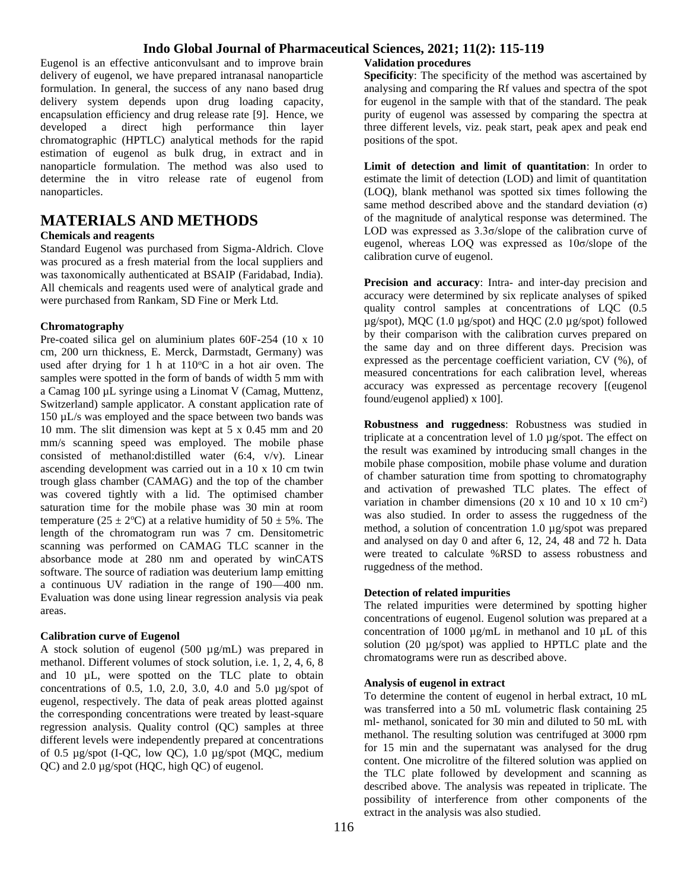Eugenol is an effective anticonvulsant and to improve brain delivery of eugenol, we have prepared intranasal nanoparticle formulation. In general, the success of any nano based drug delivery system depends upon drug loading capacity, encapsulation efficiency and drug release rate [9]. Hence, we developed a direct high performance thin layer chromatographic (HPTLC) analytical methods for the rapid estimation of eugenol as bulk drug, in extract and in nanoparticle formulation. The method was also used to determine the in vitro release rate of eugenol from nanoparticles.

## MATERIALS AND METHODS

### Chemicals and reagents

Standard Eugenol was purchased from Sigma-Aldrich. Clove was procured as a fresh material from the local suppliers and was taxonomically authenticated at BSAIP (Faridabad, India). All chemicals and reagents used were of analytical grade and were purchased from Rankam, SD Fine or Merk Ltd.

### Chromatography

Pre-coated silica gel on aluminium plates 60F-254 (10 x 10 cm, 200 urn thickness, E. Merck, Darmstadt, Germany) was used after drying for 1 h at 110°C in a hot air oven. The samples were spotted in the form of bands of width 5 mm with a Camag 100 µL syringe using a Linomat V (Camag, Muttenz, Switzerland) sample applicator. A constant application rate of 150 µL/s was employed and the space between two bands was 10 mm. The slit dimension was kept at 5 x 0.45 mm and 20 mm/s scanning speed was employed. The mobile phase consisted of methanol:distilled water (6:4, v/v). Linear ascending development was carried out in a 10 x 10 cm twin trough glass chamber (CAMAG) and the top of the chamber was covered tightly with a lid. The optimised chamber saturation time for the mobile phase was 30 min at room temperature (25 ± 2°C) at a relative humidity of 50 ± 5%. The length of the chromatogram run was 7 cm. Densitometric scanning was performed on CAMAG TLC scanner in the absorbance mode at 280 nm and operated by winCATS software. The source of radiation was deuterium lamp emitting a continuous UV radiation in the range of 190—400 nm. Evaluation was done using linear regression analysis via peak areas.

### Calibration curve of Eugenol

A stock solution of eugenol (500 µg/mL) was prepared in methanol. Different volumes of stock solution, i.e. 1, 2, 4, 6, 8 and 10 µL, were spotted on the TLC plate to obtain concentrations of 0.5, 1.0, 2.0, 3.0, 4.0 and 5.0 µg/spot of eugenol, respectively. The data of peak areas plotted against the corresponding concentrations were treated by least-square regression analysis. Quality control (QC) samples at three different levels were independently prepared at concentrations of 0.5 µg/spot (I-QC, low QC), 1.0 µg/spot (MQC, medium QC) and 2.0 µg/spot (HQC, high QC) of eugenol.

### Validation procedures

**Specificity**: The specificity of the method was ascertained by analysing and comparing the Rf values and spectra of the spot for eugenol in the sample with that of the standard. The peak purity of eugenol was assessed by comparing the spectra at three different levels, viz. peak start, peak apex and peak end positions of the spot.

**Limit of detection and limit of quantitation**: In order to estimate the limit of detection (LOD) and limit of quantitation (LOQ), blank methanol was spotted six times following the same method described above and the standard deviation (σ) of the magnitude of analytical response was determined. The LOD was expressed as 3.3σ/slope of the calibration curve of eugenol, whereas LOQ was expressed as 10σ/slope of the calibration curve of eugenol.

**Precision and accuracy**: Intra- and inter-day precision and accuracy were determined by six replicate analyses of spiked quality control samples at concentrations of LQC (0.5 µg/spot), MQC (1.0 µg/spot) and HQC (2.0 µg/spot) followed by their comparison with the calibration curves prepared on the same day and on three different days. Precision was expressed as the percentage coefficient variation, CV (%), of measured concentrations for each calibration level, whereas accuracy was expressed as percentage recovery [(eugenol found/eugenol applied) x 100].

**Robustness and ruggedness**: Robustness was studied in triplicate at a concentration level of 1.0 µg/spot. The effect on the result was examined by introducing small changes in the mobile phase composition, mobile phase volume and duration of chamber saturation time from spotting to chromatography and activation of prewashed TLC plates. The effect of variation in chamber dimensions (20 x 10 and 10 x 10 $cm^2$) was also studied. In order to assess the ruggedness of the method, a solution of concentration 1.0 µg/spot was prepared and analysed on day 0 and after 6, 12, 24, 48 and 72 h. Data were treated to calculate %RSD to assess robustness and ruggedness of the method.

### Detection of related impurities

The related impurities were determined by spotting higher concentrations of eugenol. Eugenol solution was prepared at a concentration of 1000 µg/mL in methanol and 10 µL of this solution (20 µg/spot) was applied to HPTLC plate and the chromatograms were run as described above.

### Analysis of eugenol in extract

To determine the content of eugenol in herbal extract, 10 mL was transferred into a 50 mL volumetric flask containing 25 ml- methanol, sonicated for 30 min and diluted to 50 mL with methanol. The resulting solution was centrifuged at 3000 rpm for 15 min and the supernatant was analysed for the drug content. One microlitre of the filtered solution was applied on the TLC plate followed by development and scanning as described above. The analysis was repeated in triplicate. The possibility of interference from other components of the extract in the analysis was also studied.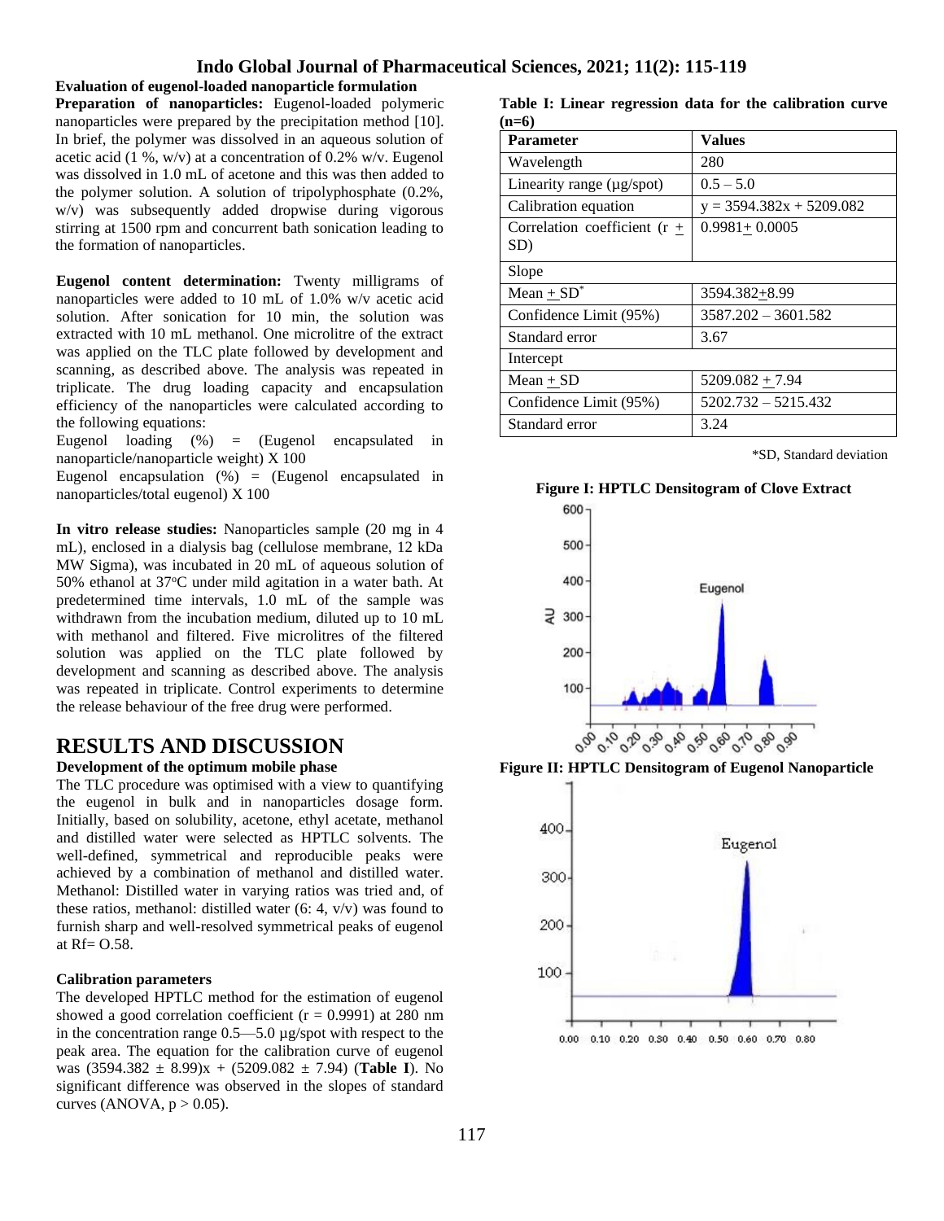**Evaluation of eugenol-loaded nanoparticle formulation**

**Preparation of nanoparticles:** Eugenol-loaded polymeric nanoparticles were prepared by the precipitation method [10]. In brief, the polymer was dissolved in an aqueous solution of acetic acid (1 %, w/v) at a concentration of 0.2% w/v. Eugenol was dissolved in 1.0 mL of acetone and this was then added to the polymer solution. A solution of tripolyphosphate (0.2%, w/v) was subsequently added dropwise during vigorous stirring at 1500 rpm and concurrent bath sonication leading to the formation of nanoparticles.

**Eugenol content determination:** Twenty milligrams of nanoparticles were added to 10 mL of 1.0% w/v acetic acid solution. After sonication for 10 min, the solution was extracted with 10 mL methanol. One microlitre of the extract was applied on the TLC plate followed by development and scanning, as described above. The analysis was repeated in triplicate. The drug loading capacity and encapsulation efficiency of the nanoparticles were calculated according to the following equations:

Eugenol loading (%) = (Eugenol encapsulated in nanoparticle/nanoparticle weight) X 100

Eugenol encapsulation (%) = (Eugenol encapsulated in nanoparticles/total eugenol) X 100

**In vitro release studies:** Nanoparticles sample (20 mg in 4 mL), enclosed in a dialysis bag (cellulose membrane, 12 kDa MW Sigma), was incubated in 20 mL of aqueous solution of 50% ethanol at 37°C under mild agitation in a water bath. At predetermined time intervals, 1.0 mL of the sample was withdrawn from the incubation medium, diluted up to 10 mL with methanol and filtered. Five microlitres of the filtered solution was applied on the TLC plate followed by development and scanning as described above. The analysis was repeated in triplicate. Control experiments to determine the release behaviour of the free drug were performed.

# RESULTS AND DISCUSSION

**Development of the optimum mobile phase**

The TLC procedure was optimised with a view to quantifying the eugenol in bulk and in nanoparticles dosage form. Initially, based on solubility, acetone, ethyl acetate, methanol and distilled water were selected as HPTLC solvents. The well-defined, symmetrical and reproducible peaks were achieved by a combination of methanol and distilled water. Methanol: Distilled water in varying ratios was tried and, of these ratios, methanol: distilled water (6: 4, v/v) was found to furnish sharp and well-resolved symmetrical peaks of eugenol at Rf= O.58.

**Calibration parameters**

The developed HPTLC method for the estimation of eugenol showed a good correlation coefficient (r = 0.9991) at 280 nm in the concentration range 0.5—5.0 µg/spot with respect to the peak area. The equation for the calibration curve of eugenol was $(3594.382 \pm 8.99)x + (5209.082 \pm 7.94)$ (**Table I**). No significant difference was observed in the slopes of standard curves (ANOVA, $p > 0.05$).

**Table I: Linear regression data for the calibration curve (n=6)**

| Parameter | Values |
|---|---|
| Wavelength | 280 |
| Linearity range (µg/spot) | 0.5 – 5.0 |
| Calibration equation | y = 3594.382x + 5209.082 |
| Correlation coefficient (r ± SD) | 0.9981± 0.0005 |
| Slope | |
| Mean ± SD* | 3594.382±8.99 |
| Confidence Limit (95%) | 3587.202 – 3601.582 |
| Standard error | 3.67 |
| Intercept | |
| Mean ± SD | 5209.082 ± 7.94 |
| Confidence Limit (95%) | 5202.732 – 5215.432 |
| Standard error | 3.24 |

*SD, Standard deviation

**Figure I: HPTLC Densitogram of Clove Extract**

**Figure II: HPTLC Densitogram of Eugenol Nanoparticle**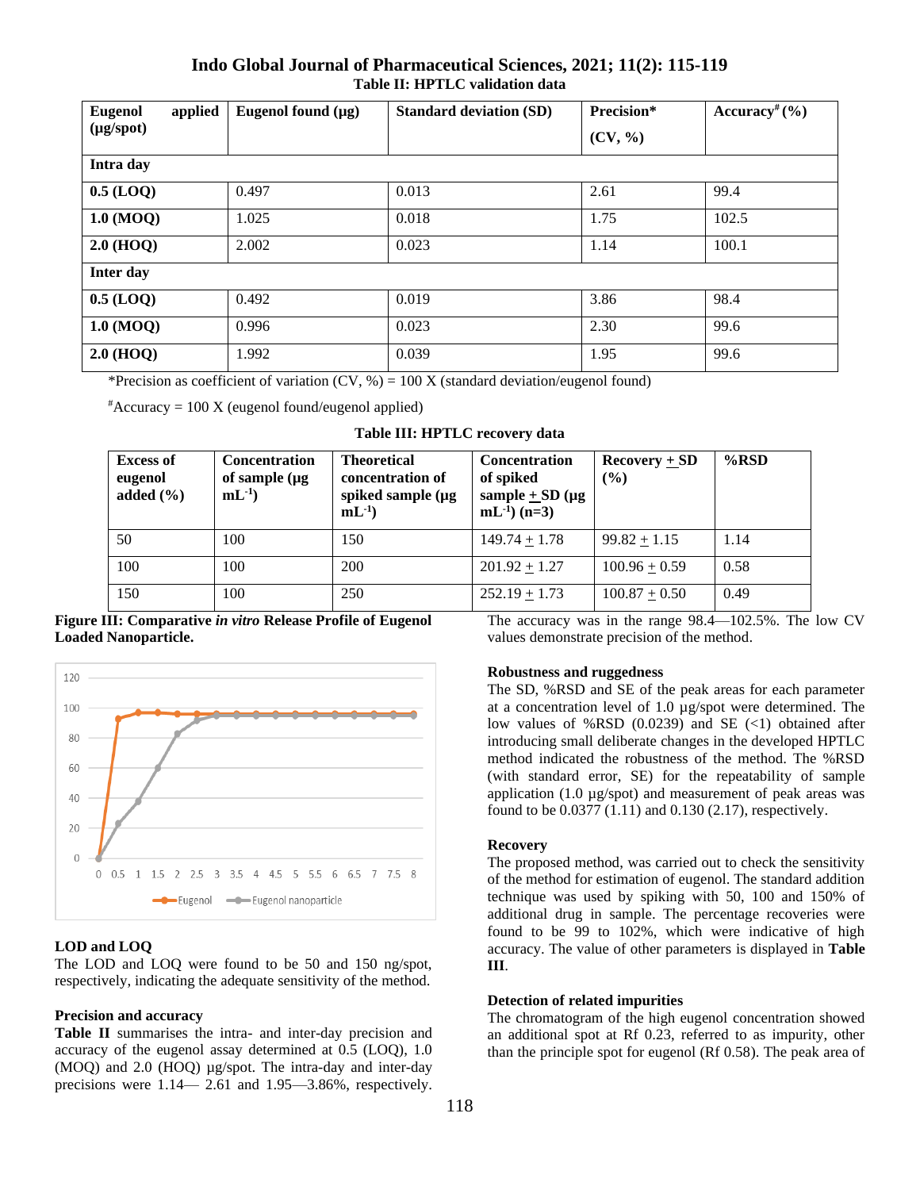**Table II: HPTLC validation data**

| Eugenol applied (µg/spot) | Eugenol found (µg) | Standard deviation (SD) | Precision* (CV, %) | Accuracy# (%) |
|---|---|---|---|---|
| **Intra day** | | | | |
| **0.5 (LOQ)** | 0.497 | 0.013 | 2.61 | 99.4 |
| **1.0 (MOQ)** | 1.025 | 0.018 | 1.75 | 102.5 |
| **2.0 (HOQ)** | 2.002 | 0.023 | 1.14 | 100.1 |
| **Inter day** | | | | |
| **0.5 (LOQ)** | 0.492 | 0.019 | 3.86 | 98.4 |
| **1.0 (MOQ)** | 0.996 | 0.023 | 2.30 | 99.6 |
| **2.0 (HOQ)** | 1.992 | 0.039 | 1.95 | 99.6 |

*Precision as coefficient of variation (CV, %) = 100 X (standard deviation/eugenol found)

#Accuracy = 100 X (eugenol found/eugenol applied)

**Table III: HPTLC recovery data**

| Excess of eugenol added (%) | Concentration of sample (µg $mL^{-1}$) | Theoretical concentration of spiked sample (µg $mL^{-1}$) | Concentration of spiked sample ± SD (µg $mL^{-1}$) (n=3) | Recovery ± SD (%) | %RSD |
|---|---|---|---|---|---|
| 50 | 100 | 150 | 149.74 ± 1.78 | 99.82 ± 1.15 | 1.14 |
| 100 | 100 | 200 | 201.92 ± 1.27 | 100.96 ± 0.59 | 0.58 |
| 150 | 100 | 250 | 252.19 ± 1.73 | 100.87 ± 0.50 | 0.49 |

**Figure III: Comparative *in vitro* Release Profile of Eugenol Loaded Nanoparticle.**

### LOD and LOQ

The LOD and LOQ were found to be 50 and 150 ng/spot, respectively, indicating the adequate sensitivity of the method.

### Precision and accuracy

**Table II** summarises the intra- and inter-day precision and accuracy of the eugenol assay determined at 0.5 (LOQ), 1.0 (MOQ) and 2.0 (HOQ) µg/spot. The intra-day and inter-day precisions were 1.14— 2.61 and 1.95—3.86%, respectively. The accuracy was in the range 98.4—102.5%. The low CV values demonstrate precision of the method.

### Robustness and ruggedness

The SD, %RSD and SE of the peak areas for each parameter at a concentration level of 1.0 µg/spot were determined. The low values of %RSD (0.0239) and SE (<1) obtained after introducing small deliberate changes in the developed HPTLC method indicated the robustness of the method. The %RSD (with standard error, SE) for the repeatability of sample application (1.0 µg/spot) and measurement of peak areas was found to be 0.0377 (1.11) and 0.130 (2.17), respectively.

### Recovery

The proposed method, was carried out to check the sensitivity of the method for estimation of eugenol. The standard addition technique was used by spiking with 50, 100 and 150% of additional drug in sample. The percentage recoveries were found to be 99 to 102%, which were indicative of high accuracy. The value of other parameters is displayed in **Table III**.

### Detection of related impurities

The chromatogram of the high eugenol concentration showed an additional spot at Rf 0.23, referred to as impurity, other than the principle spot for eugenol (Rf 0.58). The peak area of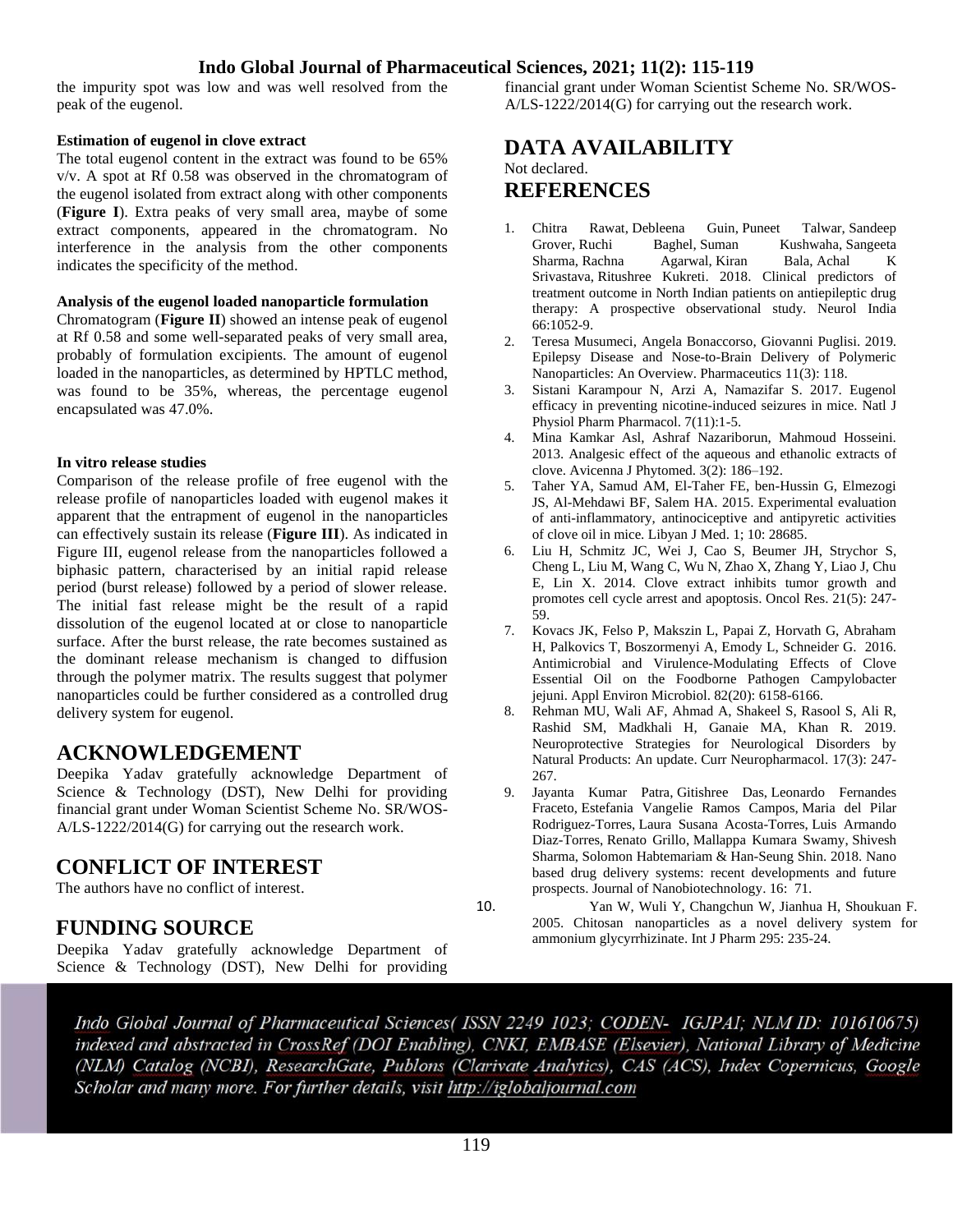the impurity spot was low and was well resolved from the peak of the eugenol.

**Estimation of eugenol in clove extract**

The total eugenol content in the extract was found to be 65% v/v. A spot at Rf 0.58 was observed in the chromatogram of the eugenol isolated from extract along with other components (**Figure I**). Extra peaks of very small area, maybe of some extract components, appeared in the chromatogram. No interference in the analysis from the other components indicates the specificity of the method.

**Analysis of the eugenol loaded nanoparticle formulation**

Chromatogram (**Figure II**) showed an intense peak of eugenol at Rf 0.58 and some well-separated peaks of very small area, probably of formulation excipients. The amount of eugenol loaded in the nanoparticles, as determined by HPTLC method, was found to be 35%, whereas, the percentage eugenol encapsulated was 47.0%.

**In vitro release studies**

Comparison of the release profile of free eugenol with the release profile of nanoparticles loaded with eugenol makes it apparent that the entrapment of eugenol in the nanoparticles can effectively sustain its release (**Figure III**). As indicated in Figure III, eugenol release from the nanoparticles followed a biphasic pattern, characterised by an initial rapid release period (burst release) followed by a period of slower release. The initial fast release might be the result of a rapid dissolution of the eugenol located at or close to nanoparticle surface. After the burst release, the rate becomes sustained as the dominant release mechanism is changed to diffusion through the polymer matrix. The results suggest that polymer nanoparticles could be further considered as a controlled drug delivery system for eugenol.

## ACKNOWLEDGEMENT

Deepika Yadav gratefully acknowledge Department of Science & Technology (DST), New Delhi for providing financial grant under Woman Scientist Scheme No. SR/WOS-A/LS-1222/2014(G) for carrying out the research work.

## CONFLICT OF INTEREST

The authors have no conflict of interest.

## FUNDING SOURCE

Deepika Yadav gratefully acknowledge Department of Science & Technology (DST), New Delhi for providing financial grant under Woman Scientist Scheme No. SR/WOS-A/LS-1222/2014(G) for carrying out the research work.

## DATA AVAILABILITY

Not declared.

## REFERENCES

1. Chitra Rawat, Debleena Guin, Puneet Talwar, Sandeep Grover, Ruchi Baghel, Suman Kushwaha, Sangeeta Sharma, Rachna Agarwal, Kiran Bala, Achal K Srivastava, Ritushree Kukreti. 2018. Clinical predictors of treatment outcome in North Indian patients on antiepileptic drug therapy: A prospective observational study. Neurol India 66:1052-9.
2. Teresa Musumeci, Angela Bonaccorso, Giovanni Puglisi. 2019. Epilepsy Disease and Nose-to-Brain Delivery of Polymeric Nanoparticles: An Overview. Pharmaceutics 11(3): 118.
3. Sistani Karampour N, Arzi A, Namazifar S. 2017. Eugenol efficacy in preventing nicotine-induced seizures in mice. Natl J Physiol Pharm Pharmacol. 7(11):1-5.
4. Mina Kamkar Asl, Ashraf Nazariborun, Mahmoud Hosseini. 2013. Analgesic effect of the aqueous and ethanolic extracts of clove. Avicenna J Phytomed. 3(2): 186–192.
5. Taher YA, Samud AM, El-Taher FE, ben-Hussin G, Elmezogi JS, Al-Mehdawi BF, Salem HA. 2015. Experimental evaluation of anti-inflammatory, antinociceptive and antipyretic activities of clove oil in mice. Libyan J Med. 1; 10: 28685.
6. Liu H, Schmitz JC, Wei J, Cao S, Beumer JH, Strychor S, Cheng L, Liu M, Wang C, Wu N, Zhao X, Zhang Y, Liao J, Chu E, Lin X. 2014. Clove extract inhibits tumor growth and promotes cell cycle arrest and apoptosis. Oncol Res. 21(5): 247-59.
7. Kovacs JK, Felso P, Makszin L, Papai Z, Horvath G, Abraham H, Palkovics T, Boszormenyi A, Emody L, Schneider G. 2016. Antimicrobial and Virulence-Modulating Effects of Clove Essential Oil on the Foodborne Pathogen Campylobacter jejuni. Appl Environ Microbiol. 82(20): 6158-6166.
8. Rehman MU, Wali AF, Ahmad A, Shakeel S, Rasool S, Ali R, Rashid SM, Madkhali H, Ganaie MA, Khan R. 2019. Neuroprotective Strategies for Neurological Disorders by Natural Products: An update. Curr Neuropharmacol. 17(3): 247-267.
9. Jayanta Kumar Patra, Gitishree Das, Leonardo Fernandes Fraceto, Estefania Vangelie Ramos Campos, Maria del Pilar Rodriguez-Torres, Laura Susana Acosta-Torres, Luis Armando Diaz-Torres, Renato Grillo, Mallappa Kumara Swamy, Shivesh Sharma, Solomon Habtemariam & Han-Seung Shin. 2018. Nano based drug delivery systems: recent developments and future prospects. Journal of Nanobiotechnology. 16: 71.
10. Yan W, Wuli Y, Changchun W, Jianhua H, Shoukuan F. 2005. Chitosan nanoparticles as a novel delivery system for ammonium glycyrrhizinate. Int J Pharm 295: 235-24.